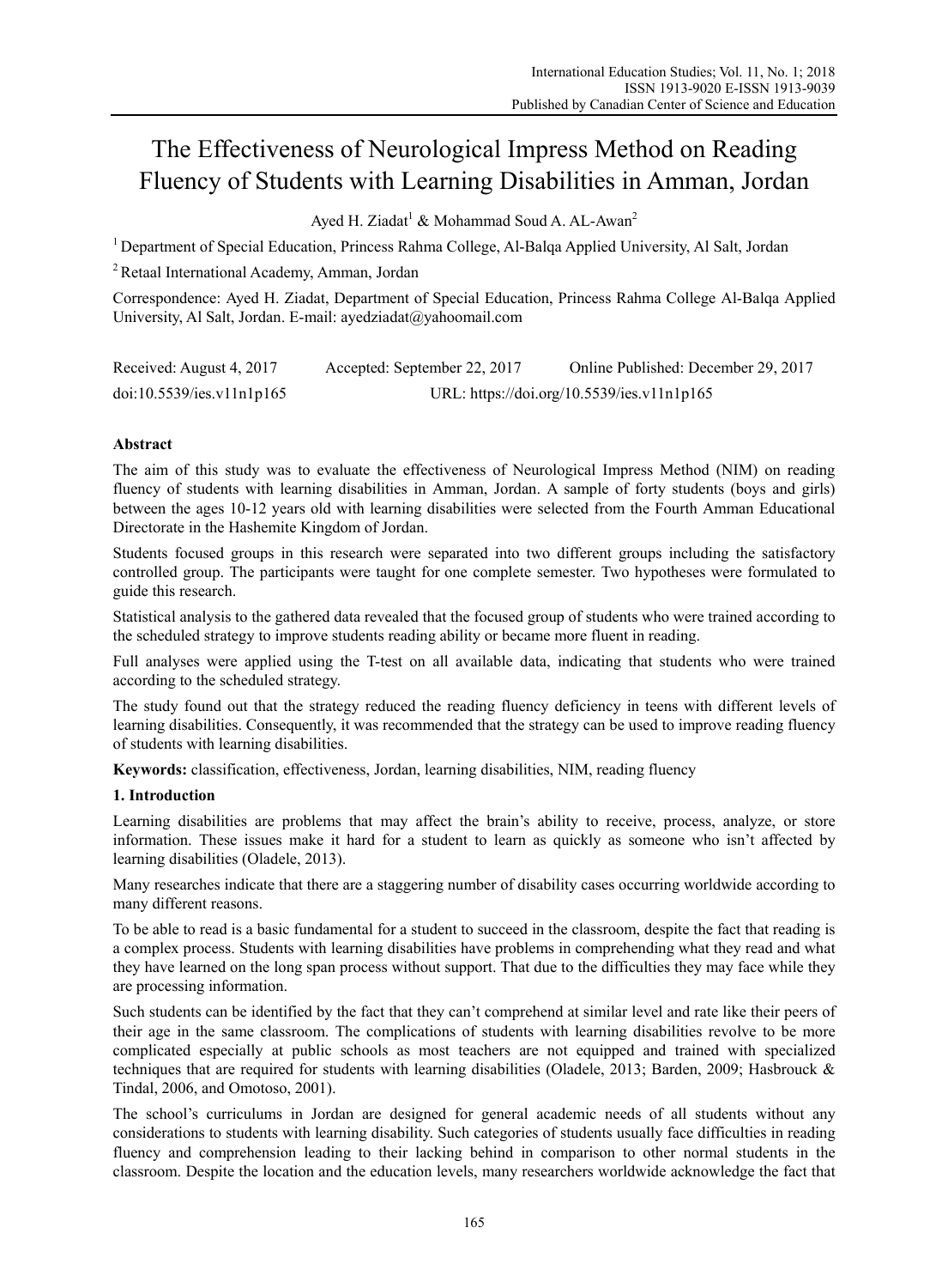# The Effectiveness of Neurological Impress Method on Reading Fluency of Students with Learning Disabilities in Amman, Jordan

Ayed H. Ziadat[1] & Mohammad Soud A. AL-Awan[2]

[1] Department of Special Education, Princess Rahma College, Al-Balqa Applied University, Al Salt, Jordan

[2] Retaal International Academy, Amman, Jordan

Correspondence: Ayed H. Ziadat, Department of Special Education, Princess Rahma College Al-Balqa Applied University, Al Salt, Jordan. E-mail: ayedziadat@yahoomail.com

Received: August 4, 2017 Accepted: September 22, 2017 Online Published: December 29, 2017

doi:10.5539/ies.v11n1p165 URL: https://doi.org/10.5539/ies.v11n1p165

## Abstract

The aim of this study was to evaluate the effectiveness of Neurological Impress Method (NIM) on reading fluency of students with learning disabilities in Amman, Jordan. A sample of forty students (boys and girls) between the ages 10-12 years old with learning disabilities were selected from the Fourth Amman Educational Directorate in the Hashemite Kingdom of Jordan.

Students focused groups in this research were separated into two different groups including the satisfactory controlled group. The participants were taught for one complete semester. Two hypotheses were formulated to guide this research.

Statistical analysis to the gathered data revealed that the focused group of students who were trained according to the scheduled strategy to improve students reading ability or became more fluent in reading.

Full analyses were applied using the T-test on all available data, indicating that students who were trained according to the scheduled strategy.

The study found out that the strategy reduced the reading fluency deficiency in teens with different levels of learning disabilities. Consequently, it was recommended that the strategy can be used to improve reading fluency of students with learning disabilities.

**Keywords:** classification, effectiveness, Jordan, learning disabilities, NIM, reading fluency

## 1. Introduction

Learning disabilities are problems that may affect the brain's ability to receive, process, analyze, or store information. These issues make it hard for a student to learn as quickly as someone who isn't affected by learning disabilities (Oladele, 2013).

Many researches indicate that there are a staggering number of disability cases occurring worldwide according to many different reasons.

To be able to read is a basic fundamental for a student to succeed in the classroom, despite the fact that reading is a complex process. Students with learning disabilities have problems in comprehending what they read and what they have learned on the long span process without support. That due to the difficulties they may face while they are processing information.

Such students can be identified by the fact that they can't comprehend at similar level and rate like their peers of their age in the same classroom. The complications of students with learning disabilities revolve to be more complicated especially at public schools as most teachers are not equipped and trained with specialized techniques that are required for students with learning disabilities (Oladele, 2013; Barden, 2009; Hasbrouck & Tindal, 2006, and Omotoso, 2001).

The school's curriculums in Jordan are designed for general academic needs of all students without any considerations to students with learning disability. Such categories of students usually face difficulties in reading fluency and comprehension leading to their lacking behind in comparison to other normal students in the classroom. Despite the location and the education levels, many researchers worldwide acknowledge the fact that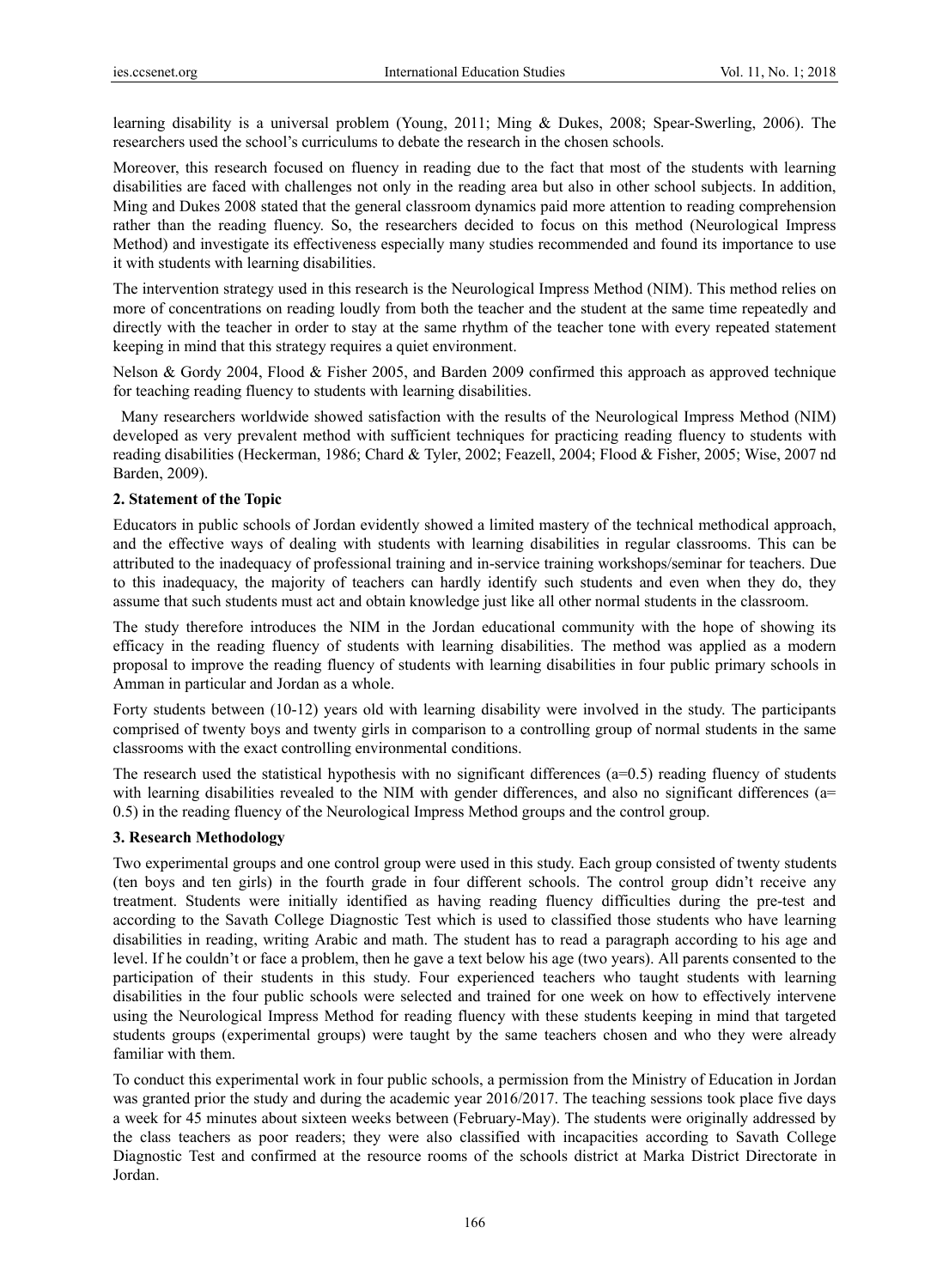learning disability is a universal problem (Young, 2011; Ming & Dukes, 2008; Spear-Swerling, 2006). The researchers used the school's curriculums to debate the research in the chosen schools.

Moreover, this research focused on fluency in reading due to the fact that most of the students with learning disabilities are faced with challenges not only in the reading area but also in other school subjects. In addition, Ming and Dukes 2008 stated that the general classroom dynamics paid more attention to reading comprehension rather than the reading fluency. So, the researchers decided to focus on this method (Neurological Impress Method) and investigate its effectiveness especially many studies recommended and found its importance to use it with students with learning disabilities.

The intervention strategy used in this research is the Neurological Impress Method (NIM). This method relies on more of concentrations on reading loudly from both the teacher and the student at the same time repeatedly and directly with the teacher in order to stay at the same rhythm of the teacher tone with every repeated statement keeping in mind that this strategy requires a quiet environment.

Nelson & Gordy 2004, Flood & Fisher 2005, and Barden 2009 confirmed this approach as approved technique for teaching reading fluency to students with learning disabilities.

Many researchers worldwide showed satisfaction with the results of the Neurological Impress Method (NIM) developed as very prevalent method with sufficient techniques for practicing reading fluency to students with reading disabilities (Heckerman, 1986; Chard & Tyler, 2002; Feazell, 2004; Flood & Fisher, 2005; Wise, 2007 nd Barden, 2009).

## 2. Statement of the Topic

Educators in public schools of Jordan evidently showed a limited mastery of the technical methodical approach, and the effective ways of dealing with students with learning disabilities in regular classrooms. This can be attributed to the inadequacy of professional training and in-service training workshops/seminar for teachers. Due to this inadequacy, the majority of teachers can hardly identify such students and even when they do, they assume that such students must act and obtain knowledge just like all other normal students in the classroom.

The study therefore introduces the NIM in the Jordan educational community with the hope of showing its efficacy in the reading fluency of students with learning disabilities. The method was applied as a modern proposal to improve the reading fluency of students with learning disabilities in four public primary schools in Amman in particular and Jordan as a whole.

Forty students between (10-12) years old with learning disability were involved in the study. The participants comprised of twenty boys and twenty girls in comparison to a controlling group of normal students in the same classrooms with the exact controlling environmental conditions.

The research used the statistical hypothesis with no significant differences (a=0.5) reading fluency of students with learning disabilities revealed to the NIM with gender differences, and also no significant differences (a= 0.5) in the reading fluency of the Neurological Impress Method groups and the control group.

## 3. Research Methodology

Two experimental groups and one control group were used in this study. Each group consisted of twenty students (ten boys and ten girls) in the fourth grade in four different schools. The control group didn't receive any treatment. Students were initially identified as having reading fluency difficulties during the pre-test and according to the Savath College Diagnostic Test which is used to classified those students who have learning disabilities in reading, writing Arabic and math. The student has to read a paragraph according to his age and level. If he couldn't or face a problem, then he gave a text below his age (two years). All parents consented to the participation of their students in this study. Four experienced teachers who taught students with learning disabilities in the four public schools were selected and trained for one week on how to effectively intervene using the Neurological Impress Method for reading fluency with these students keeping in mind that targeted students groups (experimental groups) were taught by the same teachers chosen and who they were already familiar with them.

To conduct this experimental work in four public schools, a permission from the Ministry of Education in Jordan was granted prior the study and during the academic year 2016/2017. The teaching sessions took place five days a week for 45 minutes about sixteen weeks between (February-May). The students were originally addressed by the class teachers as poor readers; they were also classified with incapacities according to Savath College Diagnostic Test and confirmed at the resource rooms of the schools district at Marka District Directorate in Jordan.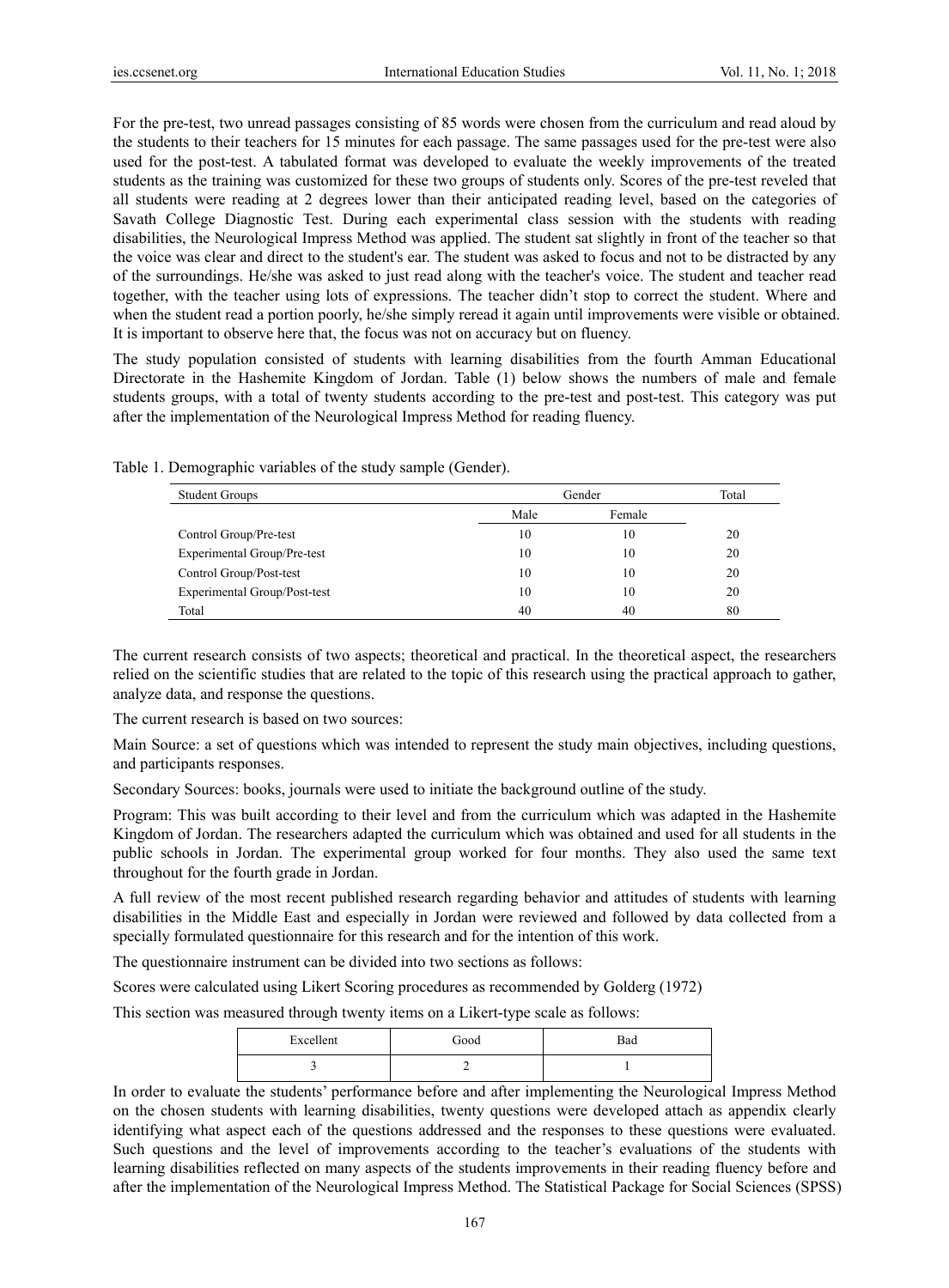For the pre-test, two unread passages consisting of 85 words were chosen from the curriculum and read aloud by the students to their teachers for 15 minutes for each passage. The same passages used for the pre-test were also used for the post-test. A tabulated format was developed to evaluate the weekly improvements of the treated students as the training was customized for these two groups of students only. Scores of the pre-test reveled that all students were reading at 2 degrees lower than their anticipated reading level, based on the categories of Savath College Diagnostic Test. During each experimental class session with the students with reading disabilities, the Neurological Impress Method was applied. The student sat slightly in front of the teacher so that the voice was clear and direct to the student's ear. The student was asked to focus and not to be distracted by any of the surroundings. He/she was asked to just read along with the teacher's voice. The student and teacher read together, with the teacher using lots of expressions. The teacher didn't stop to correct the student. Where and when the student read a portion poorly, he/she simply reread it again until improvements were visible or obtained. It is important to observe here that, the focus was not on accuracy but on fluency.

The study population consisted of students with learning disabilities from the fourth Amman Educational Directorate in the Hashemite Kingdom of Jordan. Table (1) below shows the numbers of male and female students groups, with a total of twenty students according to the pre-test and post-test. This category was put after the implementation of the Neurological Impress Method for reading fluency.

Table 1. Demographic variables of the study sample (Gender).

| Student Groups | Gender | | Total |
|---|---|---|---|
| | Male | Female | |
| Control Group/Pre-test | 10 | 10 | 20 |
| Experimental Group/Pre-test | 10 | 10 | 20 |
| Control Group/Post-test | 10 | 10 | 20 |
| Experimental Group/Post-test | 10 | 10 | 20 |
| Total | 40 | 40 | 80 |

The current research consists of two aspects; theoretical and practical. In the theoretical aspect, the researchers relied on the scientific studies that are related to the topic of this research using the practical approach to gather, analyze data, and response the questions.

The current research is based on two sources:

Main Source: a set of questions which was intended to represent the study main objectives, including questions, and participants responses.

Secondary Sources: books, journals were used to initiate the background outline of the study.

Program: This was built according to their level and from the curriculum which was adapted in the Hashemite Kingdom of Jordan. The researchers adapted the curriculum which was obtained and used for all students in the public schools in Jordan. The experimental group worked for four months. They also used the same text throughout for the fourth grade in Jordan.

A full review of the most recent published research regarding behavior and attitudes of students with learning disabilities in the Middle East and especially in Jordan were reviewed and followed by data collected from a specially formulated questionnaire for this research and for the intention of this work.

The questionnaire instrument can be divided into two sections as follows:

Scores were calculated using Likert Scoring procedures as recommended by Golderg (1972)

This section was measured through twenty items on a Likert-type scale as follows:

| Excellent | Good | Bad |
|---|---|---|
| 3 | 2 | 1 |

In order to evaluate the students' performance before and after implementing the Neurological Impress Method on the chosen students with learning disabilities, twenty questions were developed attach as appendix clearly identifying what aspect each of the questions addressed and the responses to these questions were evaluated. Such questions and the level of improvements according to the teacher's evaluations of the students with learning disabilities reflected on many aspects of the students improvements in their reading fluency before and after the implementation of the Neurological Impress Method. The Statistical Package for Social Sciences (SPSS)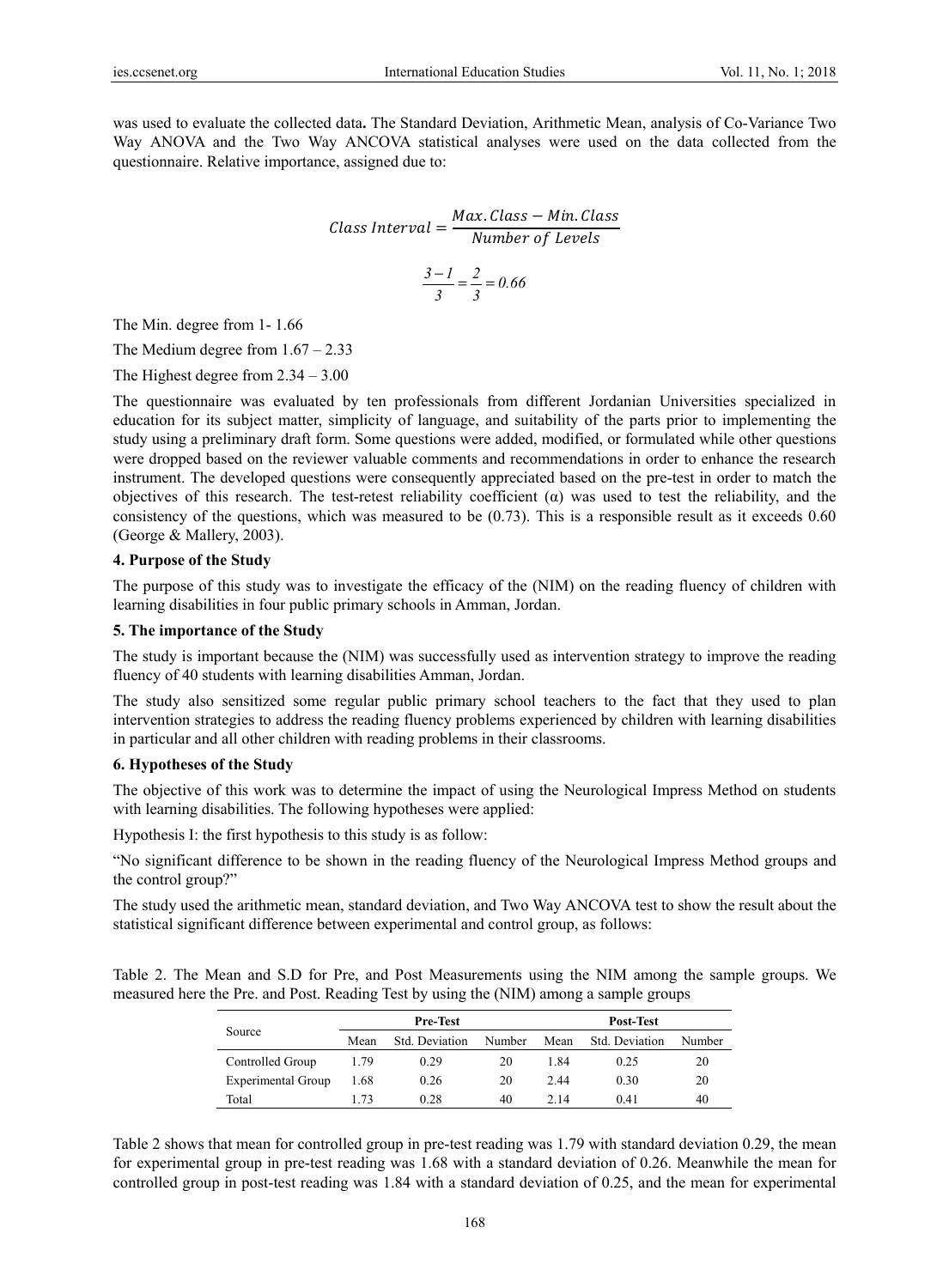was used to evaluate the collected data**.** The Standard Deviation, Arithmetic Mean, analysis of Co-Variance Two Way ANOVA and the Two Way ANCOVA statistical analyses were used on the data collected from the questionnaire. Relative importance, assigned due to:

$$Class\ Interval = \frac{Max.Class - Min.Class}{Number\ of\ Levels}$$

$$\frac{3-1}{3} = \frac{2}{3} = 0.66$$

The Min. degree from 1- 1.66

The Medium degree from 1.67 – 2.33

The Highest degree from 2.34 – 3.00

The questionnaire was evaluated by ten professionals from different Jordanian Universities specialized in education for its subject matter, simplicity of language, and suitability of the parts prior to implementing the study using a preliminary draft form. Some questions were added, modified, or formulated while other questions were dropped based on the reviewer valuable comments and recommendations in order to enhance the research instrument. The developed questions were consequently appreciated based on the pre-test in order to match the objectives of this research. The test-retest reliability coefficient (α) was used to test the reliability, and the consistency of the questions, which was measured to be (0.73). This is a responsible result as it exceeds 0.60 (George & Mallery, 2003).

## 4. Purpose of the Study

The purpose of this study was to investigate the efficacy of the (NIM) on the reading fluency of children with learning disabilities in four public primary schools in Amman, Jordan.

## 5. The importance of the Study

The study is important because the (NIM) was successfully used as intervention strategy to improve the reading fluency of 40 students with learning disabilities Amman, Jordan.

The study also sensitized some regular public primary school teachers to the fact that they used to plan intervention strategies to address the reading fluency problems experienced by children with learning disabilities in particular and all other children with reading problems in their classrooms.

## 6. Hypotheses of the Study

The objective of this work was to determine the impact of using the Neurological Impress Method on students with learning disabilities. The following hypotheses were applied:

Hypothesis I: the first hypothesis to this study is as follow:

"No significant difference to be shown in the reading fluency of the Neurological Impress Method groups and the control group?"

The study used the arithmetic mean, standard deviation, and Two Way ANCOVA test to show the result about the statistical significant difference between experimental and control group, as follows:

Table 2. The Mean and S.D for Pre, and Post Measurements using the NIM among the sample groups. We measured here the Pre. and Post. Reading Test by using the (NIM) among a sample groups

| Source | Pre-Test | | | Post-Test | | |
|---|---|---|---|---|---|---|
| | Mean | Std. Deviation | Number | Mean | Std. Deviation | Number |
| Controlled Group | 1.79 | 0.29 | 20 | 1.84 | 0.25 | 20 |
| Experimental Group | 1.68 | 0.26 | 20 | 2.44 | 0.30 | 20 |
| Total | 1.73 | 0.28 | 40 | 2.14 | 0.41 | 40 |

Table 2 shows that mean for controlled group in pre-test reading was 1.79 with standard deviation 0.29, the mean for experimental group in pre-test reading was 1.68 with a standard deviation of 0.26. Meanwhile the mean for controlled group in post-test reading was 1.84 with a standard deviation of 0.25, and the mean for experimental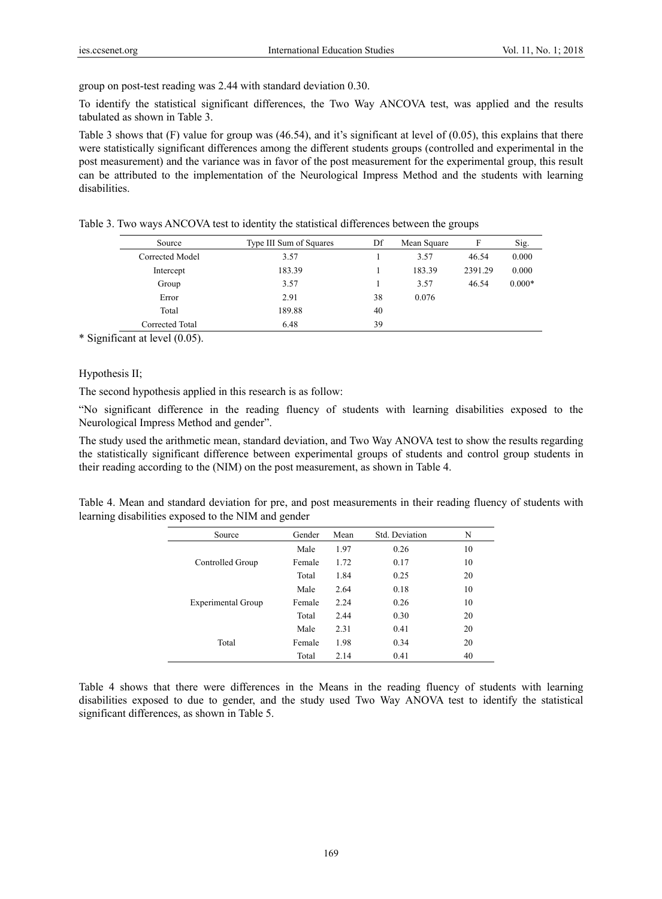group on post-test reading was 2.44 with standard deviation 0.30.

To identify the statistical significant differences, the Two Way ANCOVA test, was applied and the results tabulated as shown in Table 3.

Table 3 shows that (F) value for group was (46.54), and it's significant at level of (0.05), this explains that there were statistically significant differences among the different students groups (controlled and experimental in the post measurement) and the variance was in favor of the post measurement for the experimental group, this result can be attributed to the implementation of the Neurological Impress Method and the students with learning disabilities.

Table 3. Two ways ANCOVA test to identity the statistical differences between the groups

| Source | Type III Sum of Squares | Df | Mean Square | F | Sig. |
|---|---|---|---|---|---|
| Corrected Model | 3.57 | 1 | 3.57 | 46.54 | 0.000 |
| Intercept | 183.39 | 1 | 183.39 | 2391.29 | 0.000 |
| Group | 3.57 | 1 | 3.57 | 46.54 | 0.000* |
| Error | 2.91 | 38 | 0.076 | | |
| Total | 189.88 | 40 | | | |
| Corrected Total | 6.48 | 39 | | | |

* Significant at level (0.05).

Hypothesis II;

The second hypothesis applied in this research is as follow:

"No significant difference in the reading fluency of students with learning disabilities exposed to the Neurological Impress Method and gender".

The study used the arithmetic mean, standard deviation, and Two Way ANOVA test to show the results regarding the statistically significant difference between experimental groups of students and control group students in their reading according to the (NIM) on the post measurement, as shown in Table 4.

Table 4. Mean and standard deviation for pre, and post measurements in their reading fluency of students with learning disabilities exposed to the NIM and gender

| Source | Gender | Mean | Std. Deviation | N |
|---|---|---|---|---|
| Controlled Group | Male | 1.97 | 0.26 | 10 |
| | Female | 1.72 | 0.17 | 10 |
| | Total | 1.84 | 0.25 | 20 |
| Experimental Group | Male | 2.64 | 0.18 | 10 |
| | Female | 2.24 | 0.26 | 10 |
| | Total | 2.44 | 0.30 | 20 |
| Total | Male | 2.31 | 0.41 | 20 |
| | Female | 1.98 | 0.34 | 20 |
| | Total | 2.14 | 0.41 | 40 |

Table 4 shows that there were differences in the Means in the reading fluency of students with learning disabilities exposed to due to gender, and the study used Two Way ANOVA test to identify the statistical significant differences, as shown in Table 5.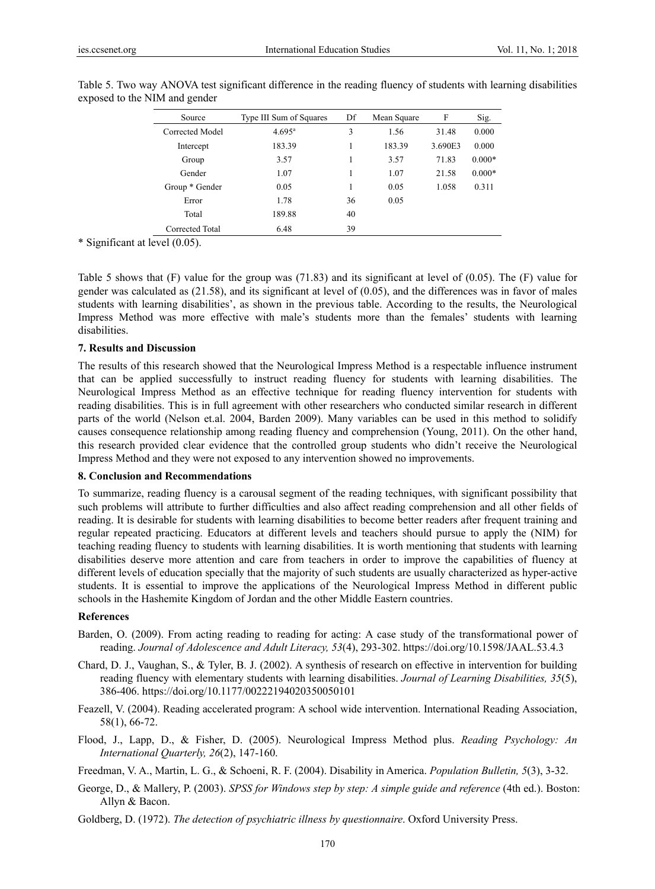Table 5. Two way ANOVA test significant difference in the reading fluency of students with learning disabilities exposed to the NIM and gender

| Source | Type III Sum of Squares | Df | Mean Square | F | Sig. |
|---|---|---|---|---|---|
| Corrected Model | 4.695[a] | 3 | 1.56 | 31.48 | 0.000 |
| Intercept | 183.39 | 1 | 183.39 | 3.690E3 | 0.000 |
| Group | 3.57 | 1 | 3.57 | 71.83 | 0.000* |
| Gender | 1.07 | 1 | 1.07 | 21.58 | 0.000* |
| Group * Gender | 0.05 | 1 | 0.05 | 1.058 | 0.311 |
| Error | 1.78 | 36 | 0.05 | | |
| Total | 189.88 | 40 | | | |
| Corrected Total | 6.48 | 39 | | | |

\* Significant at level (0.05).

Table 5 shows that (F) value for the group was (71.83) and its significant at level of (0.05). The (F) value for gender was calculated as (21.58), and its significant at level of (0.05), and the differences was in favor of males students with learning disabilities', as shown in the previous table. According to the results, the Neurological Impress Method was more effective with male's students more than the females' students with learning disabilities.

### 7. Results and Discussion

The results of this research showed that the Neurological Impress Method is a respectable influence instrument that can be applied successfully to instruct reading fluency for students with learning disabilities. The Neurological Impress Method as an effective technique for reading fluency intervention for students with reading disabilities. This is in full agreement with other researchers who conducted similar research in different parts of the world (Nelson et.al. 2004, Barden 2009). Many variables can be used in this method to solidify causes consequence relationship among reading fluency and comprehension (Young, 2011). On the other hand, this research provided clear evidence that the controlled group students who didn't receive the Neurological Impress Method and they were not exposed to any intervention showed no improvements.

### 8. Conclusion and Recommendations

To summarize, reading fluency is a carousal segment of the reading techniques, with significant possibility that such problems will attribute to further difficulties and also affect reading comprehension and all other fields of reading. It is desirable for students with learning disabilities to become better readers after frequent training and regular repeated practicing. Educators at different levels and teachers should pursue to apply the (NIM) for teaching reading fluency to students with learning disabilities. It is worth mentioning that students with learning disabilities deserve more attention and care from teachers in order to improve the capabilities of fluency at different levels of education specially that the majority of such students are usually characterized as hyper-active students. It is essential to improve the applications of the Neurological Impress Method in different public schools in the Hashemite Kingdom of Jordan and the other Middle Eastern countries.

### References

Barden, O. (2009). From acting reading to reading for acting: A case study of the transformational power of reading. *Journal of Adolescence and Adult Literacy, 53*(4), 293-302. https://doi.org/10.1598/JAAL.53.4.3

Chard, D. J., Vaughan, S., & Tyler, B. J. (2002). A synthesis of research on effective in intervention for building reading fluency with elementary students with learning disabilities. *Journal of Learning Disabilities, 35*(5), 386-406. https://doi.org/10.1177/00222194020350050101

Feazell, V. (2004). Reading accelerated program: A school wide intervention. International Reading Association, 58(1), 66-72.

Flood, J., Lapp, D., & Fisher, D. (2005). Neurological Impress Method plus. *Reading Psychology: An International Quarterly, 26*(2), 147-160.

Freedman, V. A., Martin, L. G., & Schoeni, R. F. (2004). Disability in America. *Population Bulletin, 5*(3), 3-32.

George, D., & Mallery, P. (2003). *SPSS for Windows step by step: A simple guide and reference* (4th ed.). Boston: Allyn & Bacon.

Goldberg, D. (1972). *The detection of psychiatric illness by questionnaire*. Oxford University Press.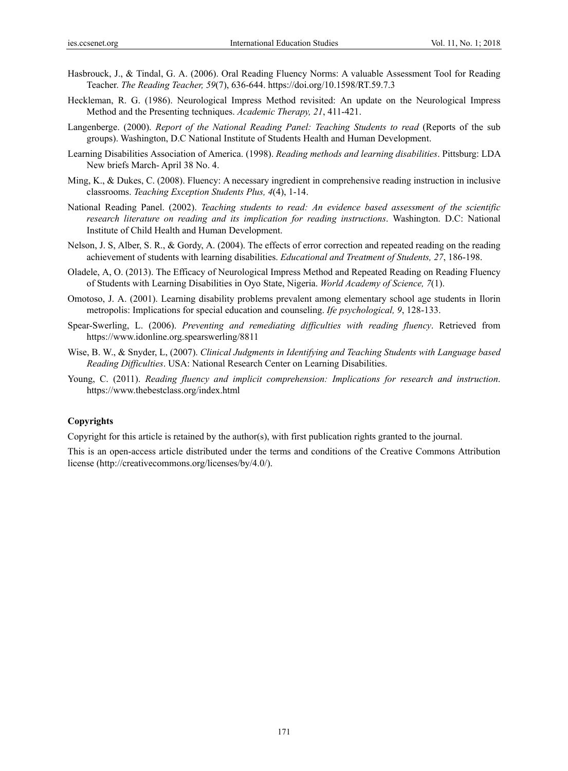Hasbrouck, J., & Tindal, G. A. (2006). Oral Reading Fluency Norms: A valuable Assessment Tool for Reading Teacher. *The Reading Teacher, 59*(7), 636-644. https://doi.org/10.1598/RT.59.7.3

Heckleman, R. G. (1986). Neurological Impress Method revisited: An update on the Neurological Impress Method and the Presenting techniques. *Academic Therapy, 21*, 411-421.

Langenberge. (2000). *Report of the National Reading Panel: Teaching Students to read* (Reports of the sub groups). Washington, D.C National Institute of Students Health and Human Development.

Learning Disabilities Association of America. (1998). *Reading methods and learning disabilities*. Pittsburg: LDA New briefs March- April 38 No. 4.

Ming, K., & Dukes, C. (2008). Fluency: A necessary ingredient in comprehensive reading instruction in inclusive classrooms. *Teaching Exception Students Plus, 4*(4), 1-14.

National Reading Panel. (2002). *Teaching students to read: An evidence based assessment of the scientific research literature on reading and its implication for reading instructions*. Washington. D.C: National Institute of Child Health and Human Development.

Nelson, J. S, Alber, S. R., & Gordy, A. (2004). The effects of error correction and repeated reading on the reading achievement of students with learning disabilities. *Educational and Treatment of Students, 27*, 186-198.

Oladele, A, O. (2013). The Efficacy of Neurological Impress Method and Repeated Reading on Reading Fluency of Students with Learning Disabilities in Oyo State, Nigeria. *World Academy of Science, 7*(1).

Omotoso, J. A. (2001). Learning disability problems prevalent among elementary school age students in Ilorin metropolis: Implications for special education and counseling. *Ife psychological, 9*, 128-133.

Spear-Swerling, L. (2006). *Preventing and remediating difficulties with reading fluency*. Retrieved from https://www.idonline.org.spearswerling/8811

Wise, B. W., & Snyder, L, (2007). *Clinical Judgments in Identifying and Teaching Students with Language based Reading Difficulties*. USA: National Research Center on Learning Disabilities.

Young, C. (2011). *Reading fluency and implicit comprehension: Implications for research and instruction*. https://www.thebestclass.org/index.html

### Copyrights

Copyright for this article is retained by the author(s), with first publication rights granted to the journal.

This is an open-access article distributed under the terms and conditions of the Creative Commons Attribution license (http://creativecommons.org/licenses/by/4.0/).